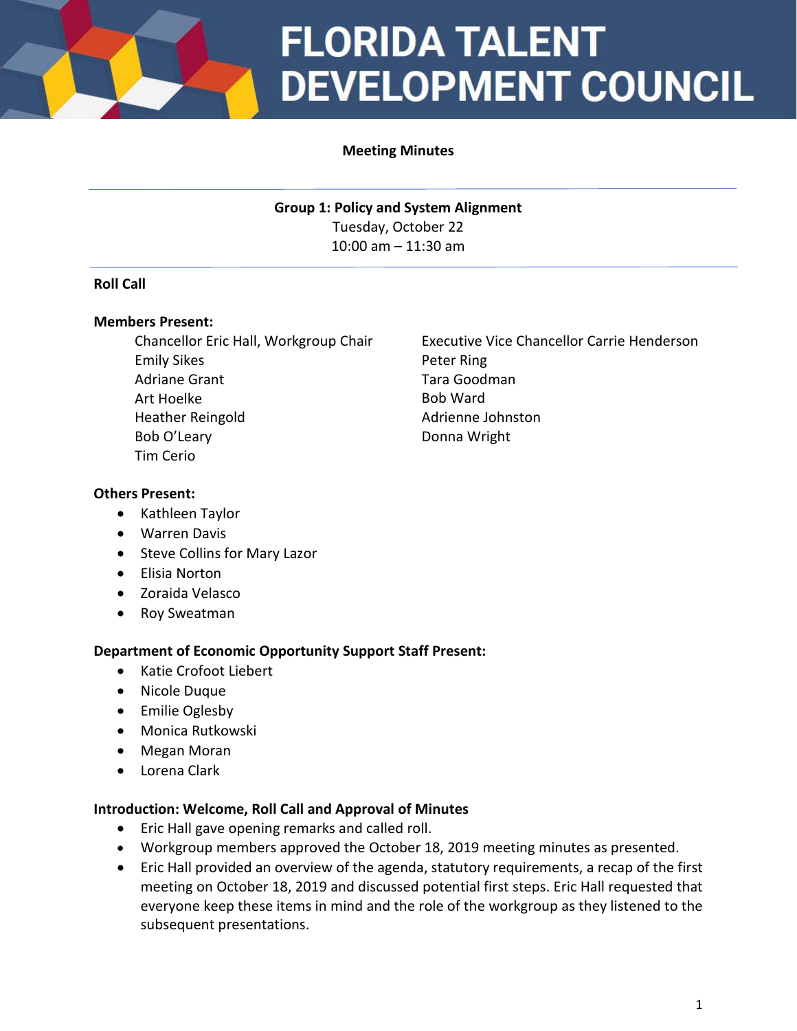# FLORIDA TALENT DEVELOPMENT COUNCIL

**Meeting Minutes**

---

**Group 1: Policy and System Alignment**
Tuesday, October 22
10:00 am – 11:30 am

---

**Roll Call**

**Members Present:**

Chancellor Eric Hall, Workgroup Chair
Emily Sikes
Adriane Grant
Art Hoelke
Heather Reingold
Bob O'Leary
Tim Cerio
Executive Vice Chancellor Carrie Henderson
Peter Ring
Tara Goodman
Bob Ward
Adrienne Johnston
Donna Wright

**Others Present:**

- Kathleen Taylor
- Warren Davis
- Steve Collins for Mary Lazor
- Elisia Norton
- Zoraida Velasco
- Roy Sweatman

**Department of Economic Opportunity Support Staff Present:**

- Katie Crofoot Liebert
- Nicole Duque
- Emilie Oglesby
- Monica Rutkowski
- Megan Moran
- Lorena Clark

**Introduction: Welcome, Roll Call and Approval of Minutes**

- Eric Hall gave opening remarks and called roll.
- Workgroup members approved the October 18, 2019 meeting minutes as presented.
- Eric Hall provided an overview of the agenda, statutory requirements, a recap of the first meeting on October 18, 2019 and discussed potential first steps. Eric Hall requested that everyone keep these items in mind and the role of the workgroup as they listened to the subsequent presentations.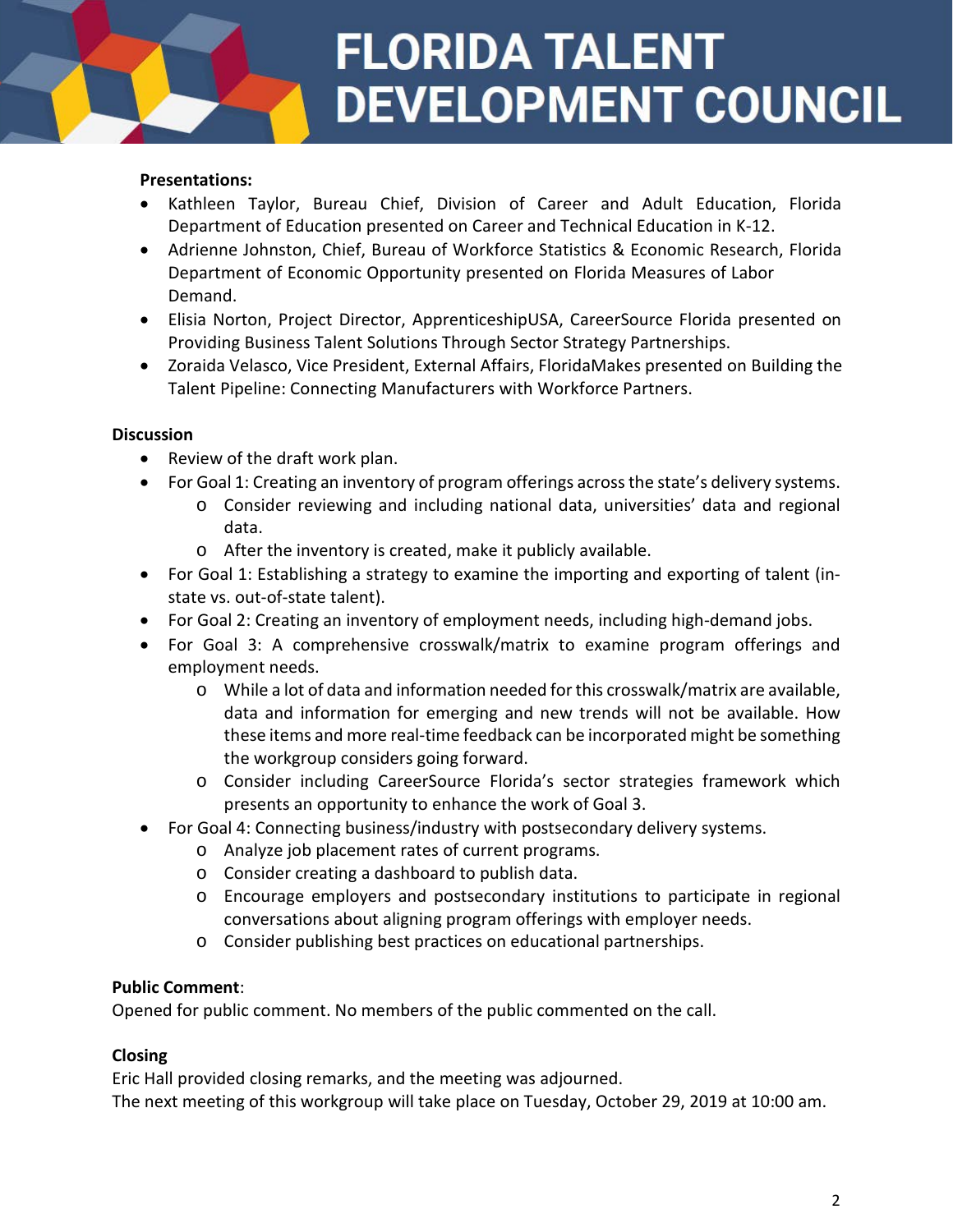**Presentations:**

- Kathleen Taylor, Bureau Chief, Division of Career and Adult Education, Florida Department of Education presented on Career and Technical Education in K-12.
- Adrienne Johnston, Chief, Bureau of Workforce Statistics & Economic Research, Florida Department of Economic Opportunity presented on Florida Measures of Labor Demand.
- Elisia Norton, Project Director, ApprenticeshipUSA, CareerSource Florida presented on Providing Business Talent Solutions Through Sector Strategy Partnerships.
- Zoraida Velasco, Vice President, External Affairs, FloridaMakes presented on Building the Talent Pipeline: Connecting Manufacturers with Workforce Partners.

**Discussion**

- Review of the draft work plan.
- For Goal 1: Creating an inventory of program offerings across the state's delivery systems.
  - Consider reviewing and including national data, universities' data and regional data.
  - After the inventory is created, make it publicly available.
- For Goal 1: Establishing a strategy to examine the importing and exporting of talent (in-state vs. out-of-state talent).
- For Goal 2: Creating an inventory of employment needs, including high-demand jobs.
- For Goal 3: A comprehensive crosswalk/matrix to examine program offerings and employment needs.
  - While a lot of data and information needed for this crosswalk/matrix are available, data and information for emerging and new trends will not be available. How these items and more real-time feedback can be incorporated might be something the workgroup considers going forward.
  - Consider including CareerSource Florida's sector strategies framework which presents an opportunity to enhance the work of Goal 3.
- For Goal 4: Connecting business/industry with postsecondary delivery systems.
  - Analyze job placement rates of current programs.
  - Consider creating a dashboard to publish data.
  - Encourage employers and postsecondary institutions to participate in regional conversations about aligning program offerings with employer needs.
  - Consider publishing best practices on educational partnerships.

**Public Comment**:

Opened for public comment. No members of the public commented on the call.

**Closing**

Eric Hall provided closing remarks, and the meeting was adjourned.
The next meeting of this workgroup will take place on Tuesday, October 29, 2019 at 10:00 am.